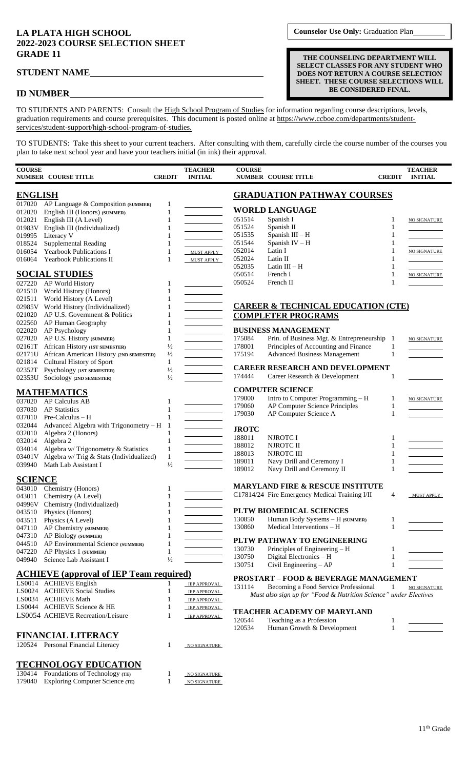# LA PLATA HIGH SCHOOL
# 2022-2023 COURSE SELECTION SHEET
# GRADE 11

**Counselor Use Only:** Graduation Plan________

**THE COUNSELING DEPARTMENT WILL SELECT CLASSES FOR ANY STUDENT WHO DOES NOT RETURN A COURSE SELECTION SHEET. THESE COURSE SELECTIONS WILL BE CONSIDERED FINAL.**

**STUDENT NAME**________________________________

**ID NUMBER**________________________________

TO STUDENTS AND PARENTS: Consult the High School Program of Studies for information regarding course descriptions, levels, graduation requirements and course prerequisites. This document is posted online at https://www.ccboe.com/departments/student-services/student-support/high-school-program-of-studies.

TO STUDENTS: Take this sheet to your current teachers. After consulting with them, carefully circle the course number of the courses you plan to take next school year and have your teachers initial (in ink) their approval.

## ENGLISH

| COURSE NUMBER | COURSE TITLE | CREDIT | TEACHER INITIAL |
|---|---|---|---|
| 017020 | AP Language & Composition **(SUMMER)** | 1 | |
| 012020 | English III (Honors) **(SUMMER)** | 1 | |
| 012021 | English III (A Level) | 1 | |
| 01983V | English III (Individualized) | 1 | |
| 019995 | Literacy V | 1 | |
| 018524 | Supplemental Reading | 1 | |
| 016054 | Yearbook Publications I | 1 | MUST APPLY |
| 016064 | Yearbook Publications II | 1 | MUST APPLY |

## SOCIAL STUDIES

| COURSE NUMBER | COURSE TITLE | CREDIT | TEACHER INITIAL |
|---|---|---|---|
| 027220 | AP World History | 1 | |
| 021510 | World History (Honors) | 1 | |
| 021511 | World History (A Level) | 1 | |
| 02985V | World History (Individualized) | 1 | |
| 021020 | AP U.S. Government & Politics | 1 | |
| 022560 | AP Human Geography | 1 | |
| 022020 | AP Psychology | 1 | |
| 027020 | AP U.S. History **(SUMMER)** | 1 | |
| 02161T | African History **(1ST SEMESTER)** | ½ | |
| 02171U | African American History **(2ND SEMESTER)** | ½ | |
| 021814 | Cultural History of Sport | 1 | |
| 02352T | Psychology **(1ST SEMESTER)** | ½ | |
| 02353U | Sociology **(2ND SEMESTER)** | ½ | |

## MATHEMATICS

| COURSE NUMBER | COURSE TITLE | CREDIT | TEACHER INITIAL |
|---|---|---|---|
| 037020 | AP Calculus AB | 1 | |
| 037030 | AP Statistics | 1 | |
| 037010 | Pre-Calculus – H | 1 | |
| 032044 | Advanced Algebra with Trigonometry – H | 1 | |
| 032010 | Algebra 2 (Honors) | 1 | |
| 032014 | Algebra 2 | 1 | |
| 034014 | Algebra w/ Trigonometry & Statistics | 1 | |
| 03401V | Algebra w/ Trig & Stats (Individualized) | 1 | |
| 039940 | Math Lab Assistant I | ½ | |

## SCIENCE

| COURSE NUMBER | COURSE TITLE | CREDIT | TEACHER INITIAL |
|---|---|---|---|
| 043010 | Chemistry (Honors) | 1 | |
| 043011 | Chemistry (A Level) | 1 | |
| 04996V | Chemistry (Individualized) | 1 | |
| 043510 | Physics (Honors) | 1 | |
| 043511 | Physics (A Level) | 1 | |
| 047110 | AP Chemistry **(SUMMER)** | 1 | |
| 047310 | AP Biology **(SUMMER)** | 1 | |
| 044510 | AP Environmental Science **(SUMMER)** | 1 | |
| 047220 | AP Physics 1 **(SUMMER)** | 1 | |
| 049940 | Science Lab Assistant I | ½ | |

## ACHIEVE (approval of IEP Team required)

| COURSE NUMBER | COURSE TITLE | CREDIT | TEACHER INITIAL |
|---|---|---|---|
| LS0014 | ACHIEVE English | 1 | IEP APPROVAL |
| LS0024 | ACHIEVE Social Studies | 1 | IEP APPROVAL |
| LS0034 | ACHIEVE Math | 1 | IEP APPROVAL |
| LS0044 | ACHIEVE Science & HE | 1 | IEP APPROVAL |
| LS0054 | ACHIEVE Recreation/Leisure | 1 | IEP APPROVAL |

## FINANCIAL LITERACY

| COURSE NUMBER | COURSE TITLE | CREDIT | TEACHER INITIAL |
|---|---|---|---|
| 120524 | Personal Financial Literacy | 1 | NO SIGNATURE |

## TECHNOLOGY EDUCATION

| COURSE NUMBER | COURSE TITLE | CREDIT | TEACHER INITIAL |
|---|---|---|---|
| 130414 | Foundations of Technology **(TE)** | 1 | NO SIGNATURE |
| 179040 | Exploring Computer Science **(TE)** | 1 | NO SIGNATURE |

## GRADUATION PATHWAY COURSES

### WORLD LANGUAGE

| COURSE NUMBER | COURSE TITLE | CREDIT | TEACHER INITIAL |
|---|---|---|---|
| 051514 | Spanish I | 1 | NO SIGNATURE |
| 051524 | Spanish II | 1 | |
| 051535 | Spanish III – H | 1 | |
| 051544 | Spanish IV – H | 1 | |
| 052014 | Latin I | 1 | NO SIGNATURE |
| 052024 | Latin II | 1 | |
| 052035 | Latin III – H | 1 | |
| 050514 | French I | 1 | NO SIGNATURE |
| 050524 | French II | 1 | |

## CAREER & TECHNICAL EDUCATION (CTE) COMPLETER PROGRAMS

### BUSINESS MANAGEMENT

| COURSE NUMBER | COURSE TITLE | CREDIT | TEACHER INITIAL |
|---|---|---|---|
| 175084 | Prin. of Business Mgt. & Entrepreneurship | 1 | NO SIGNATURE |
| 178001 | Principles of Accounting and Finance | 1 | |
| 175194 | Advanced Business Management | 1 | |

### CAREER RESEARCH AND DEVELOPMENT

| COURSE NUMBER | COURSE TITLE | CREDIT | TEACHER INITIAL |
|---|---|---|---|
| 174444 | Career Research & Development | 1 | |

### COMPUTER SCIENCE

| COURSE NUMBER | COURSE TITLE | CREDIT | TEACHER INITIAL |
|---|---|---|---|
| 179000 | Intro to Computer Programming – H | 1 | NO SIGNATURE |
| 179060 | AP Computer Science Principles | 1 | |
| 179030 | AP Computer Science A | 1 | |

### JROTC

| COURSE NUMBER | COURSE TITLE | CREDIT | TEACHER INITIAL |
|---|---|---|---|
| 188011 | NJROTC I | 1 | |
| 188012 | NJROTC II | 1 | |
| 188013 | NJROTC III | 1 | |
| 189011 | Navy Drill and Ceremony I | 1 | |
| 189012 | Navy Drill and Ceremony II | 1 | |

### MARYLAND FIRE & RESCUE INSTITUTE

| COURSE NUMBER | COURSE TITLE | CREDIT | TEACHER INITIAL |
|---|---|---|---|
| C17814/24 | Fire Emergency Medical Training I/II | 4 | MUST APPLY |

### PLTW BIOMEDICAL SCIENCES

| COURSE NUMBER | COURSE TITLE | CREDIT | TEACHER INITIAL |
|---|---|---|---|
| 130850 | Human Body Systems – H **(SUMMER)** | 1 | |
| 130860 | Medical Interventions – H | 1 | |

### PLTW PATHWAY TO ENGINEERING

| COURSE NUMBER | COURSE TITLE | CREDIT | TEACHER INITIAL |
|---|---|---|---|
| 130730 | Principles of Engineering – H | 1 | |
| 130750 | Digital Electronics – H | 1 | |
| 130751 | Civil Engineering – AP | 1 | |

### PROSTART – FOOD & BEVERAGE MANAGEMENT

| COURSE NUMBER | COURSE TITLE | CREDIT | TEACHER INITIAL |
|---|---|---|---|
| 131114 | Becoming a Food Service Professional | 1 | NO SIGNATURE |

*Must also sign up for "Food & Nutrition Science" under Electives*

### TEACHER ACADEMY OF MARYLAND

| COURSE NUMBER | COURSE TITLE | CREDIT | TEACHER INITIAL |
|---|---|---|---|
| 120544 | Teaching as a Profession | 1 | |
| 120534 | Human Growth & Development | 1 | |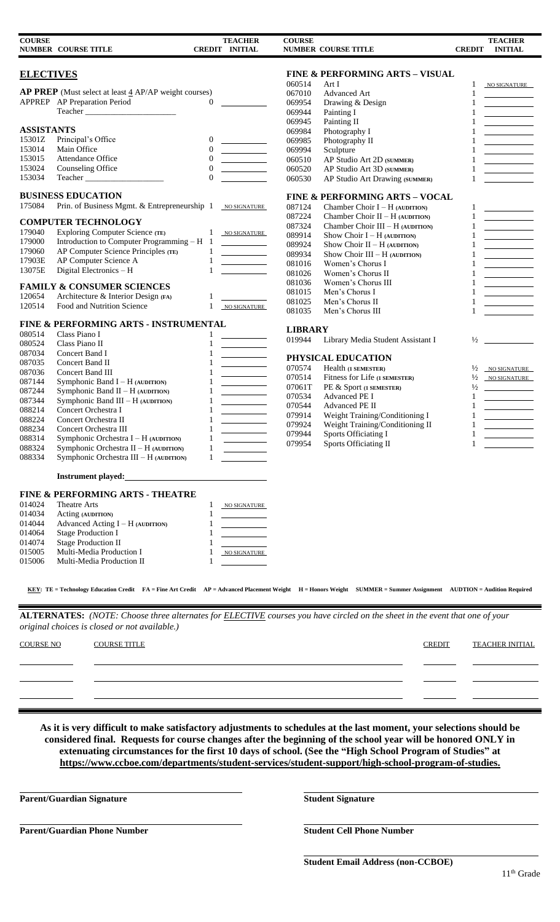## ELECTIVES

**AP PREP** (Must select at least 4 AP/AP weight courses)

| COURSE NUMBER | COURSE TITLE | CREDIT | TEACHER INITIAL |
|---|---|---|---|
| APPREP | AP Preparation Period<br>Teacher ____________ | 0 | |

### ASSISTANTS

| COURSE NUMBER | COURSE TITLE | CREDIT | TEACHER INITIAL |
|---|---|---|---|
| 15301Z | Principal's Office | 0 | |
| 153014 | Main Office | 0 | |
| 153015 | Attendance Office | 0 | |
| 153024 | Counseling Office | 0 | |
| 153034 | Teacher ____________ | 0 | |

### BUSINESS EDUCATION

| COURSE NUMBER | COURSE TITLE | CREDIT | TEACHER INITIAL |
|---|---|---|---|
| 175084 | Prin. of Business Mgmt. & Entrepreneurship | 1 | NO SIGNATURE |

### COMPUTER TECHNOLOGY

| COURSE NUMBER | COURSE TITLE | CREDIT | TEACHER INITIAL |
|---|---|---|---|
| 179040 | Exploring Computer Science (TE) | 1 | NO SIGNATURE |
| 179000 | Introduction to Computer Programming – H | 1 | |
| 179060 | AP Computer Science Principles (TE) | 1 | |
| 17903E | AP Computer Science A | 1 | |
| 13075E | Digital Electronics – H | 1 | |

### FAMILY & CONSUMER SCIENCES

| COURSE NUMBER | COURSE TITLE | CREDIT | TEACHER INITIAL |
|---|---|---|---|
| 120654 | Architecture & Interior Design (FA) | 1 | |
| 120514 | Food and Nutrition Science | 1 | NO SIGNATURE |

### FINE & PERFORMING ARTS - INSTRUMENTAL

| COURSE NUMBER | COURSE TITLE | CREDIT | TEACHER INITIAL |
|---|---|---|---|
| 080514 | Class Piano I | 1 | |
| 080524 | Class Piano II | 1 | |
| 087034 | Concert Band I | 1 | |
| 087035 | Concert Band II | 1 | |
| 087036 | Concert Band III | 1 | |
| 087144 | Symphonic Band I – H (AUDITION) | 1 | |
| 087244 | Symphonic Band II – H (AUDITION) | 1 | |
| 087344 | Symphonic Band III – H (AUDITION) | 1 | |
| 088214 | Concert Orchestra I | 1 | |
| 088224 | Concert Orchestra II | 1 | |
| 088234 | Concert Orchestra III | 1 | |
| 088314 | Symphonic Orchestra I – H (AUDITION) | 1 | |
| 088324 | Symphonic Orchestra II – H (AUDITION) | 1 | |
| 088334 | Symphonic Orchestra III – H (AUDITION) | 1 | |

**Instrument played:** ____________

### FINE & PERFORMING ARTS - THEATRE

| COURSE NUMBER | COURSE TITLE | CREDIT | TEACHER INITIAL |
|---|---|---|---|
| 014024 | Theatre Arts | 1 | NO SIGNATURE |
| 014034 | Acting (AUDITION) | 1 | |
| 014044 | Advanced Acting I – H (AUDITION) | 1 | |
| 014064 | Stage Production I | 1 | |
| 014074 | Stage Production II | 1 | |
| 015005 | Multi-Media Production I | 1 | NO SIGNATURE |
| 015006 | Multi-Media Production II | 1 | |

### FINE & PERFORMING ARTS – VISUAL

| COURSE NUMBER | COURSE TITLE | CREDIT | TEACHER INITIAL |
|---|---|---|---|
| 060514 | Art I | 1 | NO SIGNATURE |
| 067010 | Advanced Art | 1 | |
| 069954 | Drawing & Design | 1 | |
| 069944 | Painting I | 1 | |
| 069945 | Painting II | 1 | |
| 069984 | Photography I | 1 | |
| 069985 | Photography II | 1 | |
| 069994 | Sculpture | 1 | |
| 060510 | AP Studio Art 2D (SUMMER) | 1 | |
| 060520 | AP Studio Art 3D (SUMMER) | 1 | |
| 060530 | AP Studio Art Drawing (SUMMER) | 1 | |

### FINE & PERFORMING ARTS – VOCAL

| COURSE NUMBER | COURSE TITLE | CREDIT | TEACHER INITIAL |
|---|---|---|---|
| 087124 | Chamber Choir I – H (AUDITION) | 1 | |
| 087224 | Chamber Choir II – H (AUDITION) | 1 | |
| 087324 | Chamber Choir III – H (AUDITION) | 1 | |
| 089914 | Show Choir I – H (AUDITION) | 1 | |
| 089924 | Show Choir II – H (AUDITION) | 1 | |
| 089934 | Show Choir III – H (AUDITION) | 1 | |
| 081016 | Women's Chorus I | 1 | |
| 081026 | Women's Chorus II | 1 | |
| 081036 | Women's Chorus III | 1 | |
| 081015 | Men's Chorus I | 1 | |
| 081025 | Men's Chorus II | 1 | |
| 081035 | Men's Chorus III | 1 | |

### LIBRARY

| COURSE NUMBER | COURSE TITLE | CREDIT | TEACHER INITIAL |
|---|---|---|---|
| 019944 | Library Media Student Assistant I | ½ | |

### PHYSICAL EDUCATION

| COURSE NUMBER | COURSE TITLE | CREDIT | TEACHER INITIAL |
|---|---|---|---|
| 070574 | Health (1 SEMESTER) | ½ | NO SIGNATURE |
| 070514 | Fitness for Life (1 SEMESTER) | ½ | NO SIGNATURE |
| 07061T | PE & Sport (1 SEMESTER) | ½ | |
| 070534 | Advanced PE I | 1 | |
| 070544 | Advanced PE II | 1 | |
| 079914 | Weight Training/Conditioning I | 1 | |
| 079924 | Weight Training/Conditioning II | 1 | |
| 079944 | Sports Officiating I | 1 | |
| 079954 | Sports Officiating II | 1 | |

**KEY:** TE = Technology Education Credit  FA = Fine Art Credit  AP = Advanced Placement Weight  H = Honors Weight  SUMMER = Summer Assignment  AUDTION = Audition Required

**ALTERNATES:** *(NOTE: Choose three alternates for ELECTIVE courses you have circled on the sheet in the event that one of your original choices is closed or not available.)*

| COURSE NO | COURSE TITLE | CREDIT | TEACHER INITIAL |
|---|---|---|---|
| | | | |
| | | | |
| | | | |

**As it is very difficult to make satisfactory adjustments to schedules at the last moment, your selections should be considered final. Requests for course changes after the beginning of the school year will be honored ONLY in extenuating circumstances for the first 10 days of school. (See the "High School Program of Studies" at https://www.ccboe.com/departments/student-services/student-support/high-school-program-of-studies.**

**Parent/Guardian Signature** ____________

**Student Signature** ____________

**Parent/Guardian Phone Number** ____________

**Student Cell Phone Number** ____________

**Student Email Address (non-CCBOE)** ____________

11th Grade